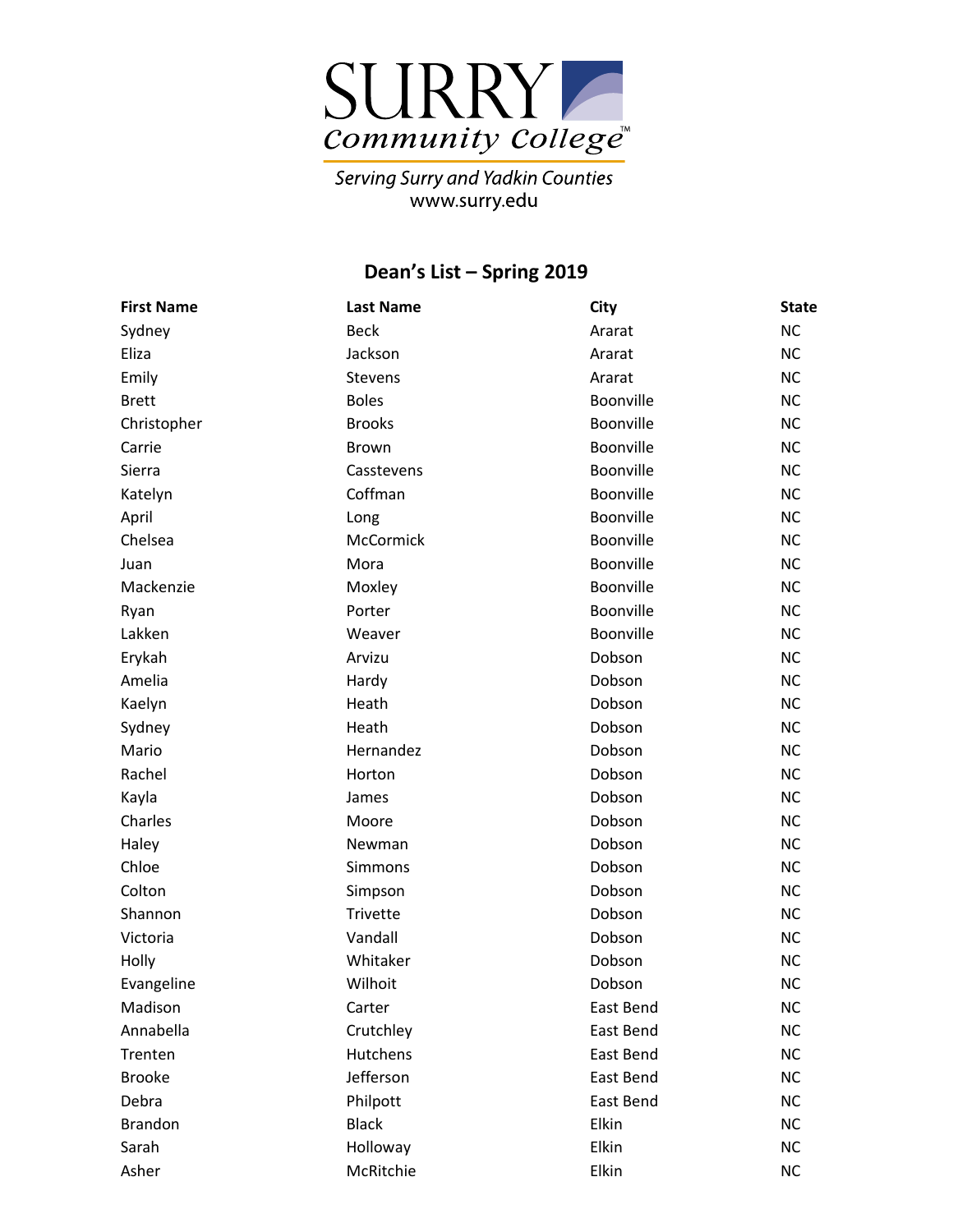# SURRY Community College

*Serving Surry and Yadkin Counties*
www.surry.edu

## Dean's List – Spring 2019

| First Name | Last Name | City | State |
|---|---|---|---|
| Sydney | Beck | Ararat | NC |
| Eliza | Jackson | Ararat | NC |
| Emily | Stevens | Ararat | NC |
| Brett | Boles | Boonville | NC |
| Christopher | Brooks | Boonville | NC |
| Carrie | Brown | Boonville | NC |
| Sierra | Casstevens | Boonville | NC |
| Katelyn | Coffman | Boonville | NC |
| April | Long | Boonville | NC |
| Chelsea | McCormick | Boonville | NC |
| Juan | Mora | Boonville | NC |
| Mackenzie | Moxley | Boonville | NC |
| Ryan | Porter | Boonville | NC |
| Lakken | Weaver | Boonville | NC |
| Erykah | Arvizu | Dobson | NC |
| Amelia | Hardy | Dobson | NC |
| Kaelyn | Heath | Dobson | NC |
| Sydney | Heath | Dobson | NC |
| Mario | Hernandez | Dobson | NC |
| Rachel | Horton | Dobson | NC |
| Kayla | James | Dobson | NC |
| Charles | Moore | Dobson | NC |
| Haley | Newman | Dobson | NC |
| Chloe | Simmons | Dobson | NC |
| Colton | Simpson | Dobson | NC |
| Shannon | Trivette | Dobson | NC |
| Victoria | Vandall | Dobson | NC |
| Holly | Whitaker | Dobson | NC |
| Evangeline | Wilhoit | Dobson | NC |
| Madison | Carter | East Bend | NC |
| Annabella | Crutchley | East Bend | NC |
| Trenten | Hutchens | East Bend | NC |
| Brooke | Jefferson | East Bend | NC |
| Debra | Philpott | East Bend | NC |
| Brandon | Black | Elkin | NC |
| Sarah | Holloway | Elkin | NC |
| Asher | McRitchie | Elkin | NC |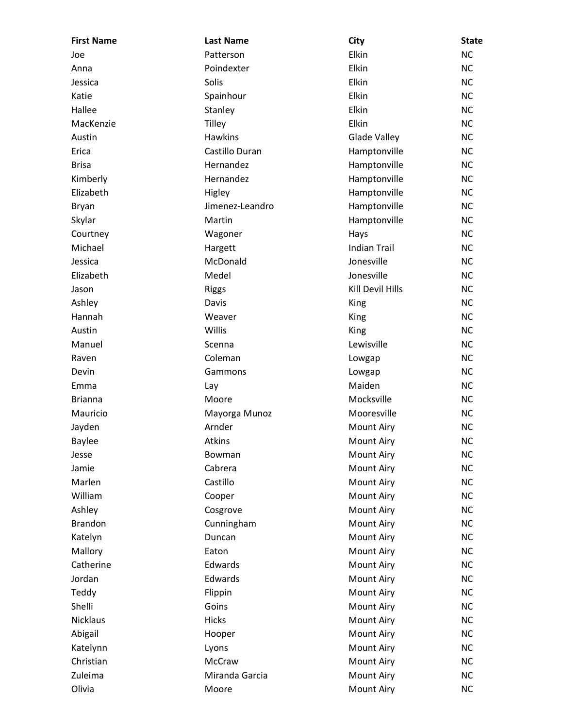| First Name | Last Name | City | State |
|---|---|---|---|
| Joe | Patterson | Elkin | NC |
| Anna | Poindexter | Elkin | NC |
| Jessica | Solis | Elkin | NC |
| Katie | Spainhour | Elkin | NC |
| Hallee | Stanley | Elkin | NC |
| MacKenzie | Tilley | Elkin | NC |
| Austin | Hawkins | Glade Valley | NC |
| Erica | Castillo Duran | Hamptonville | NC |
| Brisa | Hernandez | Hamptonville | NC |
| Kimberly | Hernandez | Hamptonville | NC |
| Elizabeth | Higley | Hamptonville | NC |
| Bryan | Jimenez-Leandro | Hamptonville | NC |
| Skylar | Martin | Hamptonville | NC |
| Courtney | Wagoner | Hays | NC |
| Michael | Hargett | Indian Trail | NC |
| Jessica | McDonald | Jonesville | NC |
| Elizabeth | Medel | Jonesville | NC |
| Jason | Riggs | Kill Devil Hills | NC |
| Ashley | Davis | King | NC |
| Hannah | Weaver | King | NC |
| Austin | Willis | King | NC |
| Manuel | Scenna | Lewisville | NC |
| Raven | Coleman | Lowgap | NC |
| Devin | Gammons | Lowgap | NC |
| Emma | Lay | Maiden | NC |
| Brianna | Moore | Mocksville | NC |
| Mauricio | Mayorga Munoz | Mooresville | NC |
| Jayden | Arnder | Mount Airy | NC |
| Baylee | Atkins | Mount Airy | NC |
| Jesse | Bowman | Mount Airy | NC |
| Jamie | Cabrera | Mount Airy | NC |
| Marlen | Castillo | Mount Airy | NC |
| William | Cooper | Mount Airy | NC |
| Ashley | Cosgrove | Mount Airy | NC |
| Brandon | Cunningham | Mount Airy | NC |
| Katelyn | Duncan | Mount Airy | NC |
| Mallory | Eaton | Mount Airy | NC |
| Catherine | Edwards | Mount Airy | NC |
| Jordan | Edwards | Mount Airy | NC |
| Teddy | Flippin | Mount Airy | NC |
| Shelli | Goins | Mount Airy | NC |
| Nicklaus | Hicks | Mount Airy | NC |
| Abigail | Hooper | Mount Airy | NC |
| Katelynn | Lyons | Mount Airy | NC |
| Christian | McCraw | Mount Airy | NC |
| Zuleima | Miranda Garcia | Mount Airy | NC |
| Olivia | Moore | Mount Airy | NC |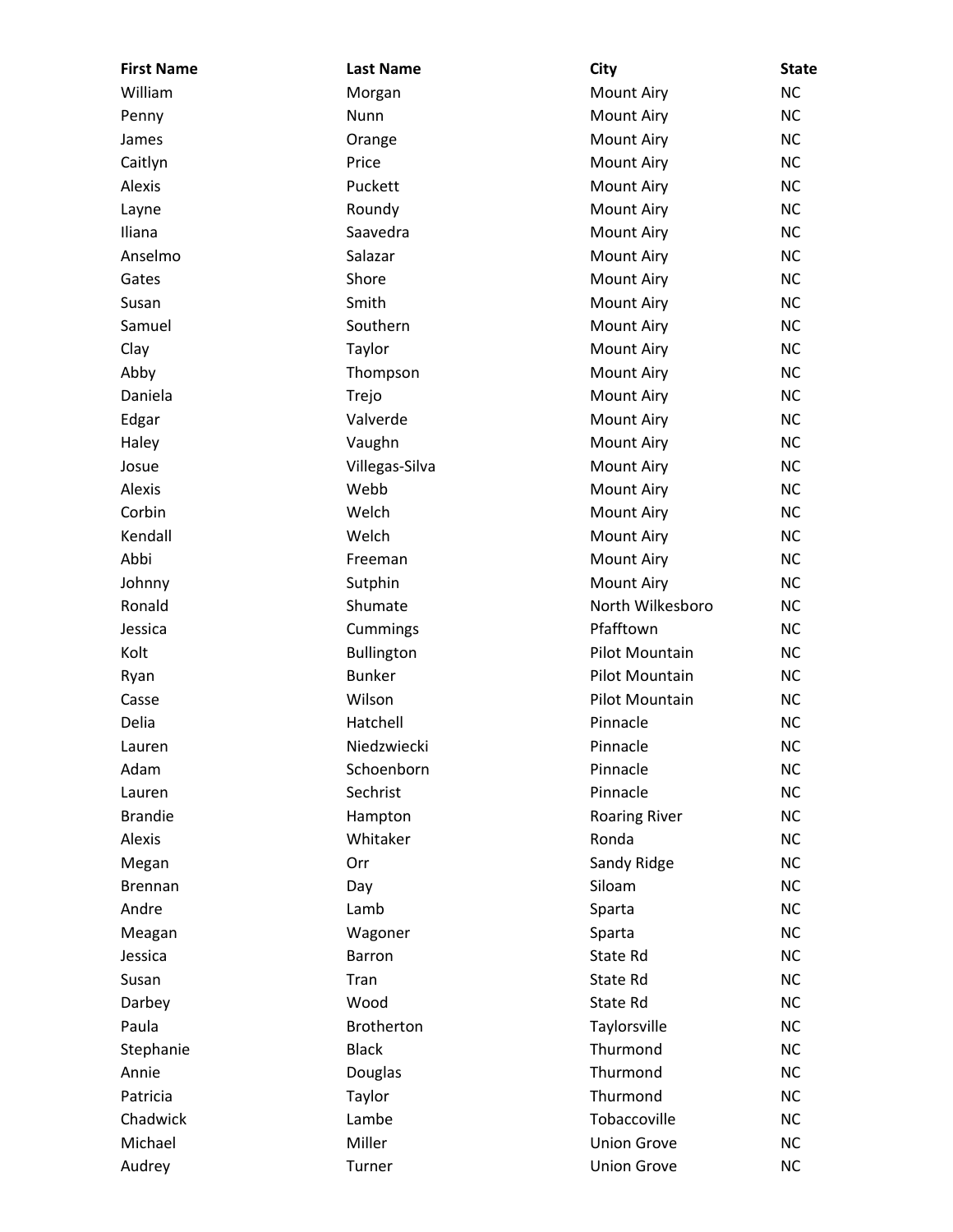| First Name | Last Name | City | State |
| --- | --- | --- | --- |
| William | Morgan | Mount Airy | NC |
| Penny | Nunn | Mount Airy | NC |
| James | Orange | Mount Airy | NC |
| Caitlyn | Price | Mount Airy | NC |
| Alexis | Puckett | Mount Airy | NC |
| Layne | Roundy | Mount Airy | NC |
| Iliana | Saavedra | Mount Airy | NC |
| Anselmo | Salazar | Mount Airy | NC |
| Gates | Shore | Mount Airy | NC |
| Susan | Smith | Mount Airy | NC |
| Samuel | Southern | Mount Airy | NC |
| Clay | Taylor | Mount Airy | NC |
| Abby | Thompson | Mount Airy | NC |
| Daniela | Trejo | Mount Airy | NC |
| Edgar | Valverde | Mount Airy | NC |
| Haley | Vaughn | Mount Airy | NC |
| Josue | Villegas-Silva | Mount Airy | NC |
| Alexis | Webb | Mount Airy | NC |
| Corbin | Welch | Mount Airy | NC |
| Kendall | Welch | Mount Airy | NC |
| Abbi | Freeman | Mount Airy | NC |
| Johnny | Sutphin | Mount Airy | NC |
| Ronald | Shumate | North Wilkesboro | NC |
| Jessica | Cummings | Pfafftown | NC |
| Kolt | Bullington | Pilot Mountain | NC |
| Ryan | Bunker | Pilot Mountain | NC |
| Casse | Wilson | Pilot Mountain | NC |
| Delia | Hatchell | Pinnacle | NC |
| Lauren | Niedzwiecki | Pinnacle | NC |
| Adam | Schoenborn | Pinnacle | NC |
| Lauren | Sechrist | Pinnacle | NC |
| Brandie | Hampton | Roaring River | NC |
| Alexis | Whitaker | Ronda | NC |
| Megan | Orr | Sandy Ridge | NC |
| Brennan | Day | Siloam | NC |
| Andre | Lamb | Sparta | NC |
| Meagan | Wagoner | Sparta | NC |
| Jessica | Barron | State Rd | NC |
| Susan | Tran | State Rd | NC |
| Darbey | Wood | State Rd | NC |
| Paula | Brotherton | Taylorsville | NC |
| Stephanie | Black | Thurmond | NC |
| Annie | Douglas | Thurmond | NC |
| Patricia | Taylor | Thurmond | NC |
| Chadwick | Lambe | Tobaccoville | NC |
| Michael | Miller | Union Grove | NC |
| Audrey | Turner | Union Grove | NC |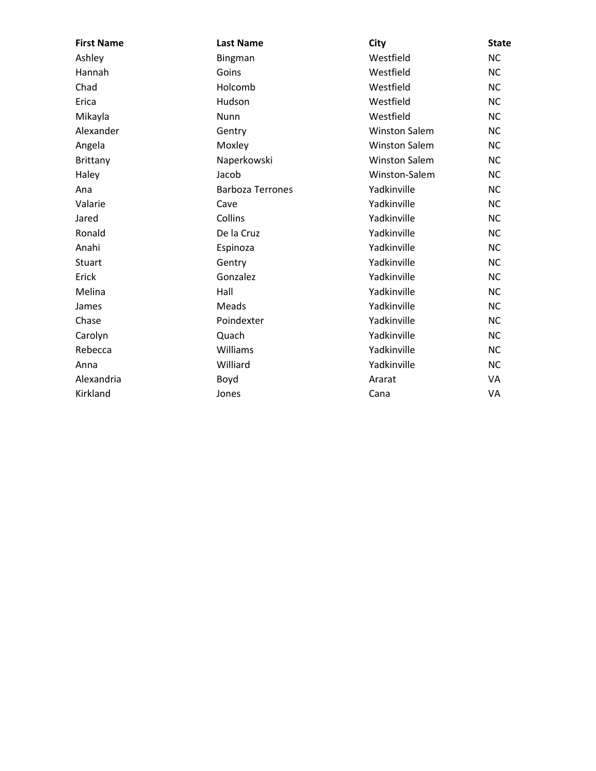| First Name | Last Name | City | State |
|---|---|---|---|
| Ashley | Bingman | Westfield | NC |
| Hannah | Goins | Westfield | NC |
| Chad | Holcomb | Westfield | NC |
| Erica | Hudson | Westfield | NC |
| Mikayla | Nunn | Westfield | NC |
| Alexander | Gentry | Winston Salem | NC |
| Angela | Moxley | Winston Salem | NC |
| Brittany | Naperkowski | Winston Salem | NC |
| Haley | Jacob | Winston-Salem | NC |
| Ana | Barboza Terrones | Yadkinville | NC |
| Valarie | Cave | Yadkinville | NC |
| Jared | Collins | Yadkinville | NC |
| Ronald | De la Cruz | Yadkinville | NC |
| Anahi | Espinoza | Yadkinville | NC |
| Stuart | Gentry | Yadkinville | NC |
| Erick | Gonzalez | Yadkinville | NC |
| Melina | Hall | Yadkinville | NC |
| James | Meads | Yadkinville | NC |
| Chase | Poindexter | Yadkinville | NC |
| Carolyn | Quach | Yadkinville | NC |
| Rebecca | Williams | Yadkinville | NC |
| Anna | Williard | Yadkinville | NC |
| Alexandria | Boyd | Ararat | VA |
| Kirkland | Jones | Cana | VA |